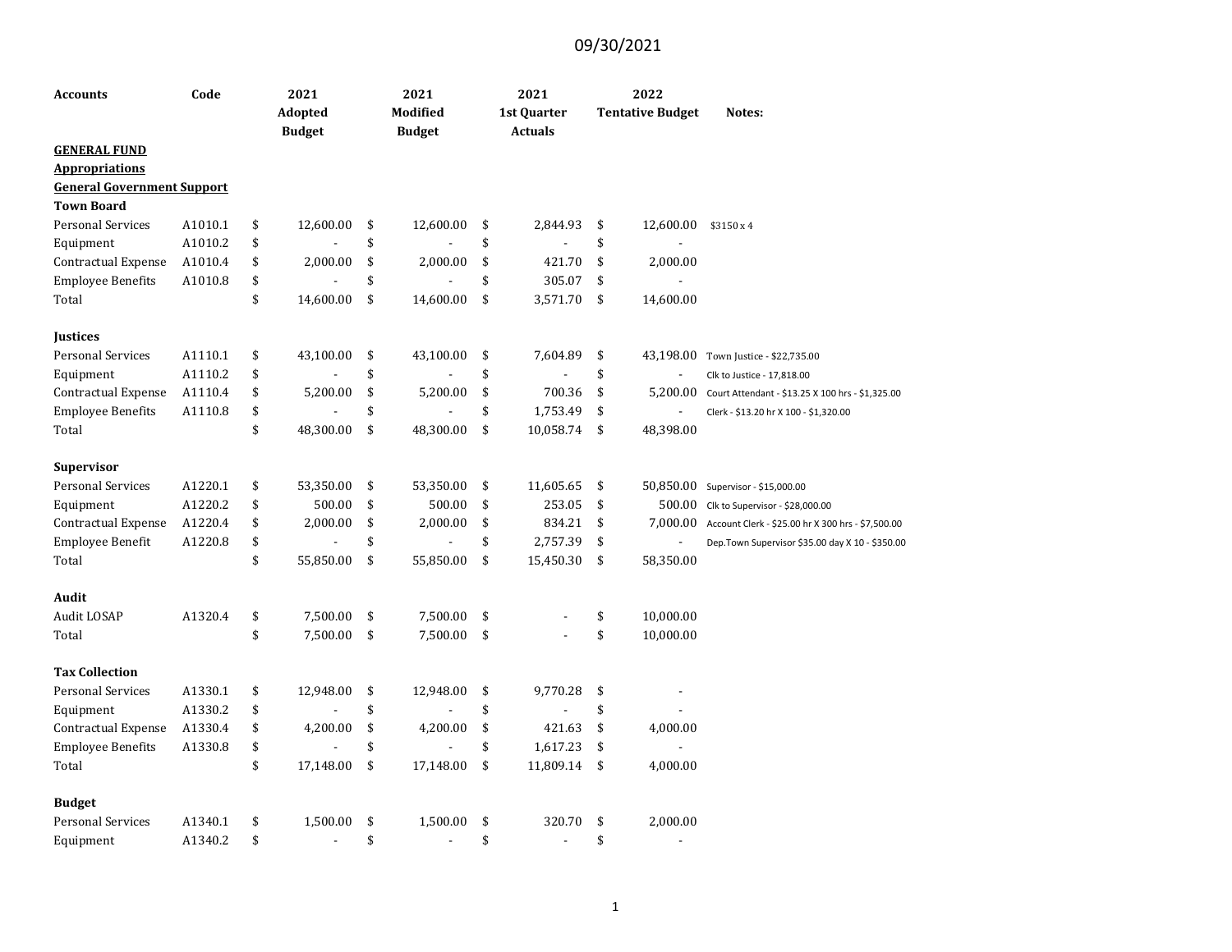09/30/2021

| Accounts | Code | 2021 Adopted Budget | 2021 Modified Budget | 2021 1st Quarter Actuals | 2022 Tentative Budget | Notes: |
|---|---|---|---|---|---|---|
| **GENERAL FUND** | | | | | | |
| **Appropriations** | | | | | | |
| **General Government Support** | | | | | | |
| **Town Board** | | | | | | |
| Personal Services | A1010.1 | $ 12,600.00 | $ 12,600.00 | $ 2,844.93 | $ 12,600.00 | $3150 x 4 |
| Equipment | A1010.2 | $ - | $ - | $ - | $ - | |
| Contractual Expense | A1010.4 | $ 2,000.00 | $ 2,000.00 | $ 421.70 | $ 2,000.00 | |
| Employee Benefits | A1010.8 | $ - | $ - | $ 305.07 | $ - | |
| Total | | $ 14,600.00 | $ 14,600.00 | $ 3,571.70 | $ 14,600.00 | |
| | | | | | | |
| **Justices** | | | | | | |
| Personal Services | A1110.1 | $ 43,100.00 | $ 43,100.00 | $ 7,604.89 | $ 43,198.00 | Town Justice - $22,735.00 |
| Equipment | A1110.2 | $ - | $ - | $ - | $ - | Clk to Justice - 17,818.00 |
| Contractual Expense | A1110.4 | $ 5,200.00 | $ 5,200.00 | $ 700.36 | $ 5,200.00 | Court Attendant - $13.25 X 100 hrs - $1,325.00 |
| Employee Benefits | A1110.8 | $ - | $ - | $ 1,753.49 | $ - | Clerk - $13.20 hr X 100 - $1,320.00 |
| Total | | $ 48,300.00 | $ 48,300.00 | $ 10,058.74 | $ 48,398.00 | |
| | | | | | | |
| **Supervisor** | | | | | | |
| Personal Services | A1220.1 | $ 53,350.00 | $ 53,350.00 | $ 11,605.65 | $ 50,850.00 | Supervisor - $15,000.00 |
| Equipment | A1220.2 | $ 500.00 | $ 500.00 | $ 253.05 | $ 500.00 | Clk to Supervisor - $28,000.00 |
| Contractual Expense | A1220.4 | $ 2,000.00 | $ 2,000.00 | $ 834.21 | $ 7,000.00 | Account Clerk - $25.00 hr X 300 hrs - $7,500.00 |
| Employee Benefit | A1220.8 | $ - | $ - | $ 2,757.39 | $ - | Dep.Town Supervisor $35.00 day X 10 - $350.00 |
| Total | | $ 55,850.00 | $ 55,850.00 | $ 15,450.30 | $ 58,350.00 | |
| | | | | | | |
| **Audit** | | | | | | |
| Audit LOSAP | A1320.4 | $ 7,500.00 | $ 7,500.00 | $ - | $ 10,000.00 | |
| Total | | $ 7,500.00 | $ 7,500.00 | $ - | $ 10,000.00 | |
| | | | | | | |
| **Tax Collection** | | | | | | |
| Personal Services | A1330.1 | $ 12,948.00 | $ 12,948.00 | $ 9,770.28 | $ - | |
| Equipment | A1330.2 | $ - | $ - | $ - | $ - | |
| Contractual Expense | A1330.4 | $ 4,200.00 | $ 4,200.00 | $ 421.63 | $ 4,000.00 | |
| Employee Benefits | A1330.8 | $ - | $ - | $ 1,617.23 | $ - | |
| Total | | $ 17,148.00 | $ 17,148.00 | $ 11,809.14 | $ 4,000.00 | |
| | | | | | | |
| **Budget** | | | | | | |
| Personal Services | A1340.1 | $ 1,500.00 | $ 1,500.00 | $ 320.70 | $ 2,000.00 | |
| Equipment | A1340.2 | $ - | $ - | $ - | $ - | |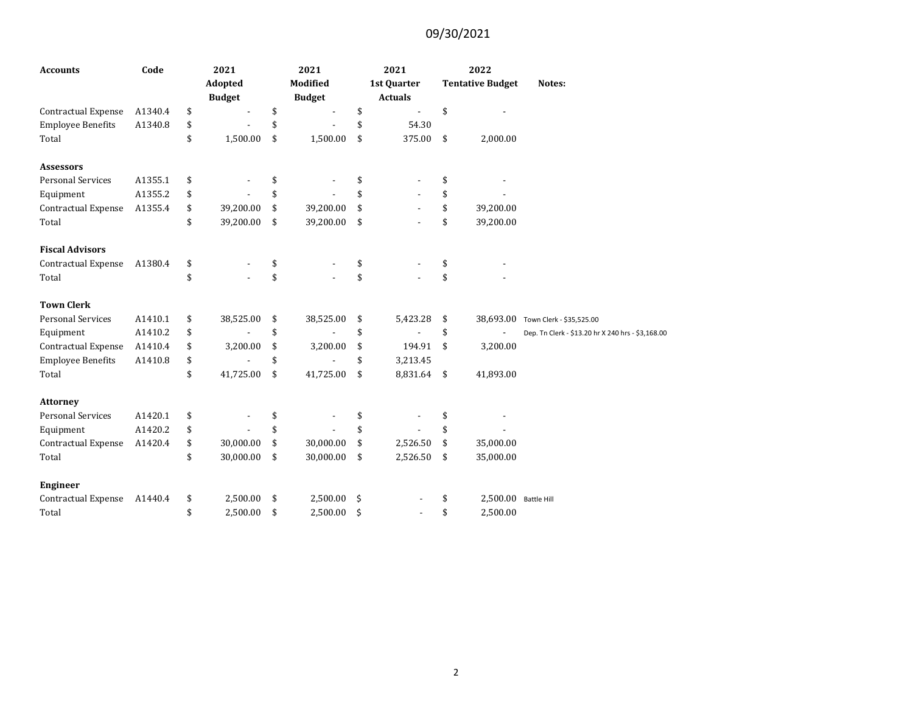09/30/2021

| Accounts | Code | 2021 Adopted Budget | 2021 Modified Budget | 2021 1st Quarter Actuals | 2022 Tentative Budget | Notes: |
|---|---|---|---|---|---|---|
| Contractual Expense | A1340.4 | $ - | $ - | $ - | $ - | |
| Employee Benefits | A1340.8 | $ - | $ - | $ 54.30 | | |
| Total | | $ 1,500.00 | $ 1,500.00 | $ 375.00 | $ 2,000.00 | |
| | | | | | | |
| **Assessors** | | | | | | |
| Personal Services | A1355.1 | $ - | $ - | $ - | $ - | |
| Equipment | A1355.2 | $ - | $ - | $ - | $ - | |
| Contractual Expense | A1355.4 | $ 39,200.00 | $ 39,200.00 | $ - | $ 39,200.00 | |
| Total | | $ 39,200.00 | $ 39,200.00 | $ - | $ 39,200.00 | |
| | | | | | | |
| **Fiscal Advisors** | | | | | | |
| Contractual Expense | A1380.4 | $ - | $ - | $ - | $ - | |
| Total | | $ - | $ - | $ - | $ - | |
| | | | | | | |
| **Town Clerk** | | | | | | |
| Personal Services | A1410.1 | $ 38,525.00 | $ 38,525.00 | $ 5,423.28 | $ 38,693.00 | Town Clerk - $35,525.00 |
| Equipment | A1410.2 | $ - | $ - | $ - | $ - | Dep. Tn Clerk - $13.20 hr X 240 hrs - $3,168.00 |
| Contractual Expense | A1410.4 | $ 3,200.00 | $ 3,200.00 | $ 194.91 | $ 3,200.00 | |
| Employee Benefits | A1410.8 | $ - | $ - | $ 3,213.45 | | |
| Total | | $ 41,725.00 | $ 41,725.00 | $ 8,831.64 | $ 41,893.00 | |
| | | | | | | |
| **Attorney** | | | | | | |
| Personal Services | A1420.1 | $ - | $ - | $ - | $ - | |
| Equipment | A1420.2 | $ - | $ - | $ - | $ - | |
| Contractual Expense | A1420.4 | $ 30,000.00 | $ 30,000.00 | $ 2,526.50 | $ 35,000.00 | |
| Total | | $ 30,000.00 | $ 30,000.00 | $ 2,526.50 | $ 35,000.00 | |
| | | | | | | |
| **Engineer** | | | | | | |
| Contractual Expense | A1440.4 | $ 2,500.00 | $ 2,500.00 | $ - | $ 2,500.00 | Battle Hill |
| Total | | $ 2,500.00 | $ 2,500.00 | $ - | $ 2,500.00 | |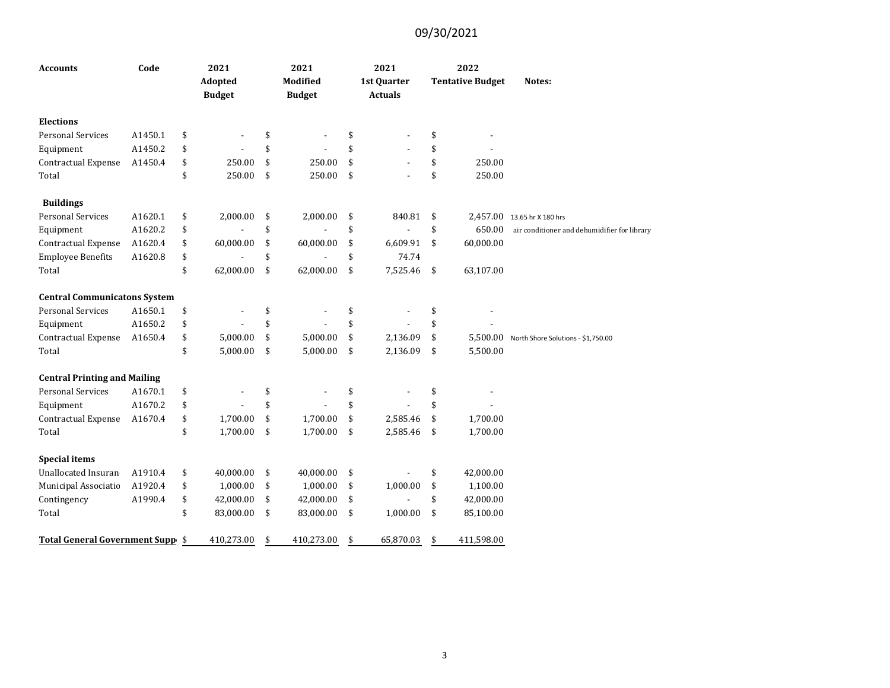09/30/2021

| Accounts | Code | 2021 Adopted Budget | 2021 Modified Budget | 2021 1st Quarter Actuals | 2022 Tentative Budget | Notes: |
|---|---|---|---|---|---|---|
| **Elections** | | | | | | |
| Personal Services | A1450.1 | $ - | $ - | $ - | $ - | |
| Equipment | A1450.2 | $ - | $ - | $ - | $ - | |
| Contractual Expense | A1450.4 | $ 250.00 | $ 250.00 | $ - | $ 250.00 | |
| Total | | $ 250.00 | $ 250.00 | $ - | $ 250.00 | |
| **Buildings** | | | | | | |
| Personal Services | A1620.1 | $ 2,000.00 | $ 2,000.00 | $ 840.81 | $ 2,457.00 | 13.65 hr X 180 hrs |
| Equipment | A1620.2 | $ - | $ - | $ - | $ 650.00 | air conditioner and dehumidifier for library |
| Contractual Expense | A1620.4 | $ 60,000.00 | $ 60,000.00 | $ 6,609.91 | $ 60,000.00 | |
| Employee Benefits | A1620.8 | $ - | $ - | $ 74.74 | | |
| Total | | $ 62,000.00 | $ 62,000.00 | $ 7,525.46 | $ 63,107.00 | |
| **Central Communicatons System** | | | | | | |
| Personal Services | A1650.1 | $ - | $ - | $ - | $ - | |
| Equipment | A1650.2 | $ - | $ - | $ - | $ - | |
| Contractual Expense | A1650.4 | $ 5,000.00 | $ 5,000.00 | $ 2,136.09 | $ 5,500.00 | North Shore Solutions - $1,750.00 |
| Total | | $ 5,000.00 | $ 5,000.00 | $ 2,136.09 | $ 5,500.00 | |
| **Central Printing and Mailing** | | | | | | |
| Personal Services | A1670.1 | $ - | $ - | $ - | $ - | |
| Equipment | A1670.2 | $ - | $ - | $ - | $ - | |
| Contractual Expense | A1670.4 | $ 1,700.00 | $ 1,700.00 | $ 2,585.46 | $ 1,700.00 | |
| Total | | $ 1,700.00 | $ 1,700.00 | $ 2,585.46 | $ 1,700.00 | |
| **Special items** | | | | | | |
| Unallocated Insuran | A1910.4 | $ 40,000.00 | $ 40,000.00 | $ - | $ 42,000.00 | |
| Municipal Associatio | A1920.4 | $ 1,000.00 | $ 1,000.00 | $ 1,000.00 | $ 1,100.00 | |
| Contingency | A1990.4 | $ 42,000.00 | $ 42,000.00 | $ - | $ 42,000.00 | |
| Total | | $ 83,000.00 | $ 83,000.00 | $ 1,000.00 | $ 85,100.00 | |
| **Total General Government Supp** | | $ 410,273.00 | $ 410,273.00 | $ 65,870.03 | $ 411,598.00 | |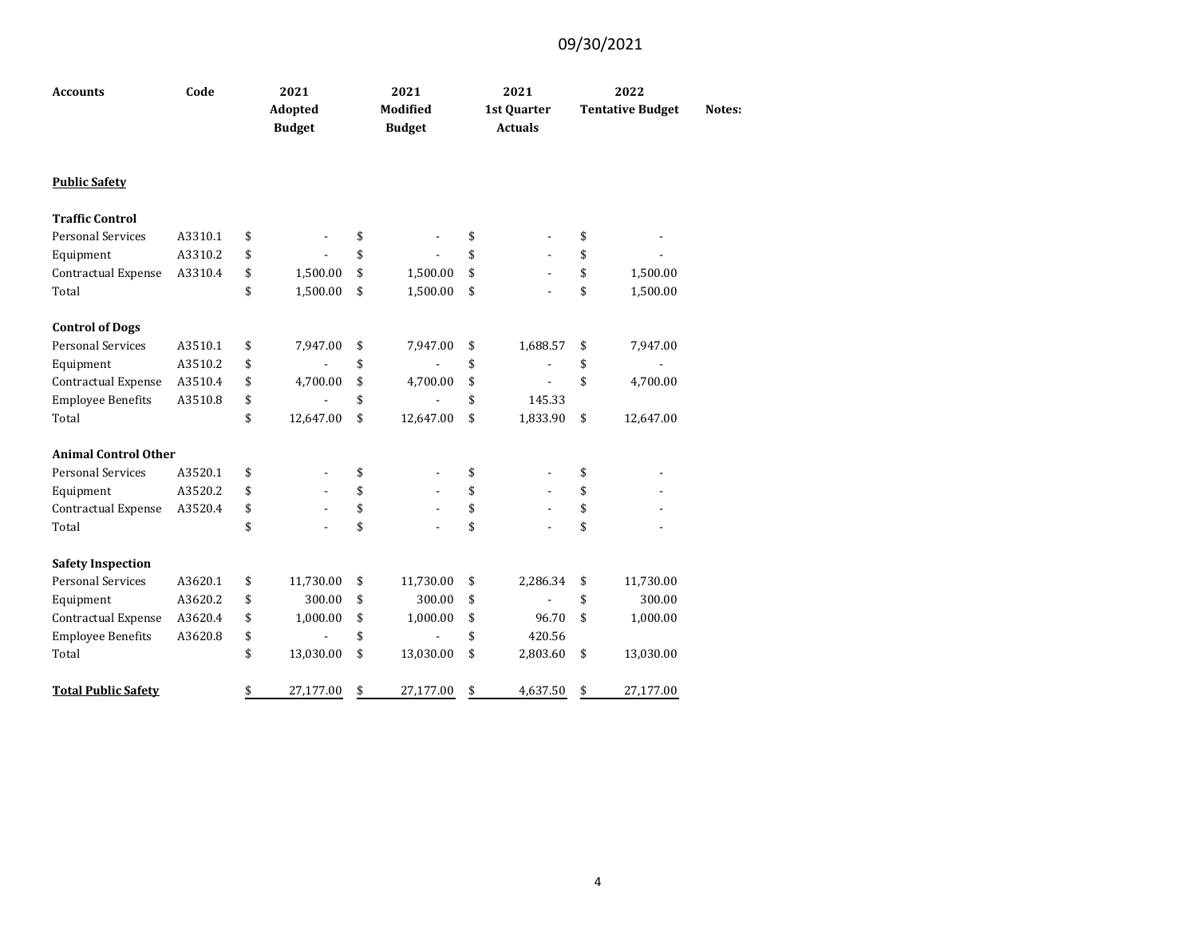09/30/2021

| Accounts | Code | 2021 Adopted Budget | 2021 Modified Budget | 2021 1st Quarter Actuals | 2022 Tentative Budget | Notes: |
|---|---|---|---|---|---|---|
| **Public Safety** | | | | | | |
| **Traffic Control** | | | | | | |
| Personal Services | A3310.1 | $ - | $ - | $ - | $ - | |
| Equipment | A3310.2 | $ - | $ - | $ - | $ - | |
| Contractual Expense | A3310.4 | $ 1,500.00 | $ 1,500.00 | $ - | $ 1,500.00 | |
| Total | | $ 1,500.00 | $ 1,500.00 | $ - | $ 1,500.00 | |
| **Control of Dogs** | | | | | | |
| Personal Services | A3510.1 | $ 7,947.00 | $ 7,947.00 | $ 1,688.57 | $ 7,947.00 | |
| Equipment | A3510.2 | $ - | $ - | $ - | $ - | |
| Contractual Expense | A3510.4 | $ 4,700.00 | $ 4,700.00 | $ - | $ 4,700.00 | |
| Employee Benefits | A3510.8 | $ - | $ - | $ 145.33 | | |
| Total | | $ 12,647.00 | $ 12,647.00 | $ 1,833.90 | $ 12,647.00 | |
| **Animal Control Other** | | | | | | |
| Personal Services | A3520.1 | $ - | $ - | $ - | $ - | |
| Equipment | A3520.2 | $ - | $ - | $ - | $ - | |
| Contractual Expense | A3520.4 | $ - | $ - | $ - | $ - | |
| Total | | $ - | $ - | $ - | $ - | |
| **Safety Inspection** | | | | | | |
| Personal Services | A3620.1 | $ 11,730.00 | $ 11,730.00 | $ 2,286.34 | $ 11,730.00 | |
| Equipment | A3620.2 | $ 300.00 | $ 300.00 | $ - | $ 300.00 | |
| Contractual Expense | A3620.4 | $ 1,000.00 | $ 1,000.00 | $ 96.70 | $ 1,000.00 | |
| Employee Benefits | A3620.8 | $ - | $ - | $ 420.56 | | |
| Total | | $ 13,030.00 | $ 13,030.00 | $ 2,803.60 | $ 13,030.00 | |
| **Total Public Safety** | | $ 27,177.00 | $ 27,177.00 | $ 4,637.50 | $ 27,177.00 | |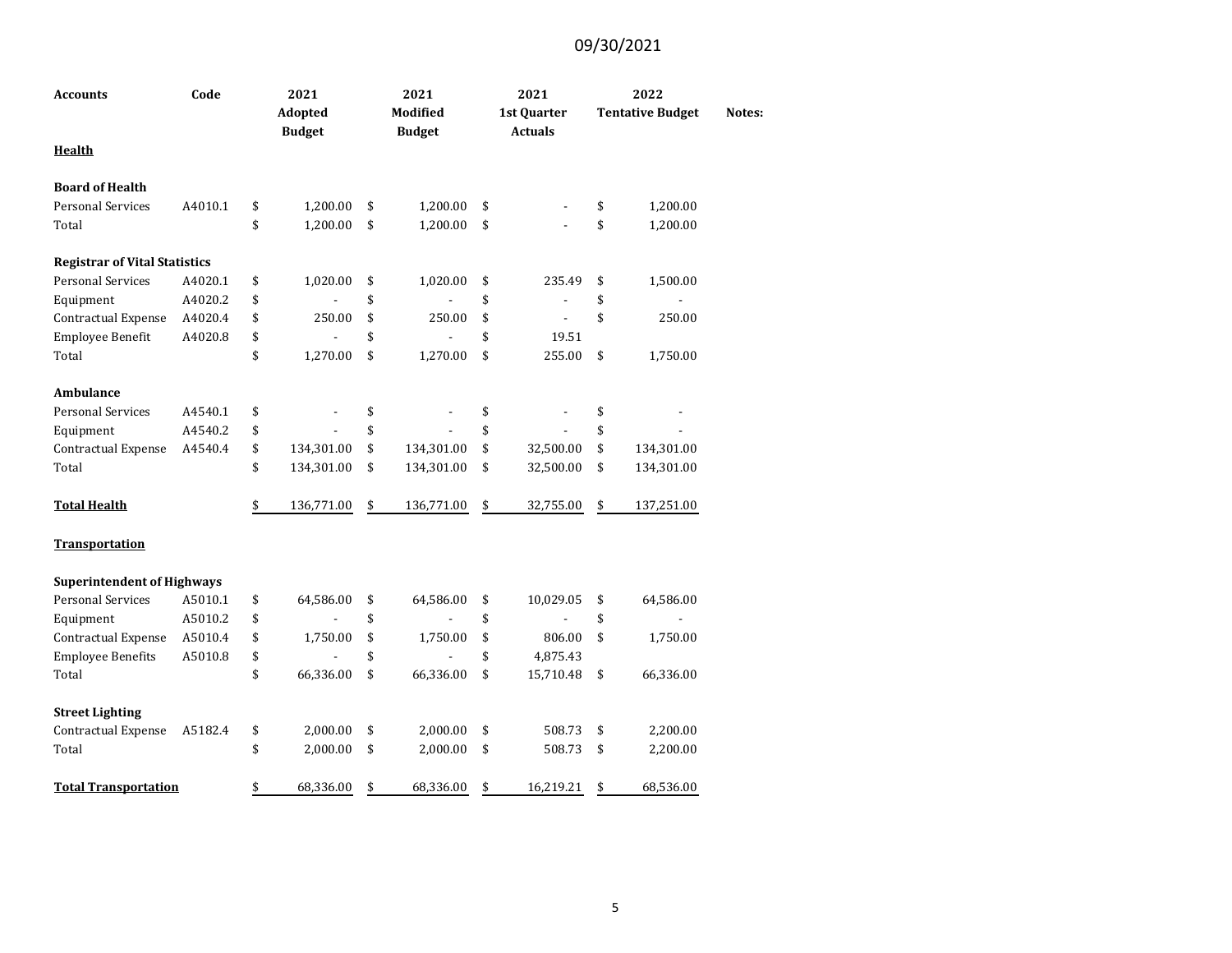09/30/2021

| Accounts | Code | 2021 Adopted Budget | 2021 Modified Budget | 2021 1st Quarter Actuals | 2022 Tentative Budget | Notes: |
|---|---|---|---|---|---|---|
| **Health** | | | | | | |
| | | | | | | |
| **Board of Health** | | | | | | |
| Personal Services | A4010.1 | $ 1,200.00 | $ 1,200.00 | $ - | $ 1,200.00 | |
| Total | | $ 1,200.00 | $ 1,200.00 | $ - | $ 1,200.00 | |
| | | | | | | |
| **Registrar of Vital Statistics** | | | | | | |
| Personal Services | A4020.1 | $ 1,020.00 | $ 1,020.00 | $ 235.49 | $ 1,500.00 | |
| Equipment | A4020.2 | $ - | $ - | $ - | $ - | |
| Contractual Expense | A4020.4 | $ 250.00 | $ 250.00 | $ - | $ 250.00 | |
| Employee Benefit | A4020.8 | $ - | $ - | $ 19.51 | | |
| Total | | $ 1,270.00 | $ 1,270.00 | $ 255.00 | $ 1,750.00 | |
| | | | | | | |
| **Ambulance** | | | | | | |
| Personal Services | A4540.1 | $ - | $ - | $ - | $ - | |
| Equipment | A4540.2 | $ - | $ - | $ - | $ - | |
| Contractual Expense | A4540.4 | $ 134,301.00 | $ 134,301.00 | $ 32,500.00 | $ 134,301.00 | |
| Total | | $ 134,301.00 | $ 134,301.00 | $ 32,500.00 | $ 134,301.00 | |
| | | | | | | |
| **Total Health** | | $ 136,771.00 | $ 136,771.00 | $ 32,755.00 | $ 137,251.00 | |
| | | | | | | |
| **Transportation** | | | | | | |
| | | | | | | |
| **Superintendent of Highways** | | | | | | |
| Personal Services | A5010.1 | $ 64,586.00 | $ 64,586.00 | $ 10,029.05 | $ 64,586.00 | |
| Equipment | A5010.2 | $ - | $ - | $ - | $ - | |
| Contractual Expense | A5010.4 | $ 1,750.00 | $ 1,750.00 | $ 806.00 | $ 1,750.00 | |
| Employee Benefits | A5010.8 | $ - | $ - | $ 4,875.43 | | |
| Total | | $ 66,336.00 | $ 66,336.00 | $ 15,710.48 | $ 66,336.00 | |
| | | | | | | |
| **Street Lighting** | | | | | | |
| Contractual Expense | A5182.4 | $ 2,000.00 | $ 2,000.00 | $ 508.73 | $ 2,200.00 | |
| Total | | $ 2,000.00 | $ 2,000.00 | $ 508.73 | $ 2,200.00 | |
| | | | | | | |
| **Total Transportation** | | $ 68,336.00 | $ 68,336.00 | $ 16,219.21 | $ 68,536.00 | |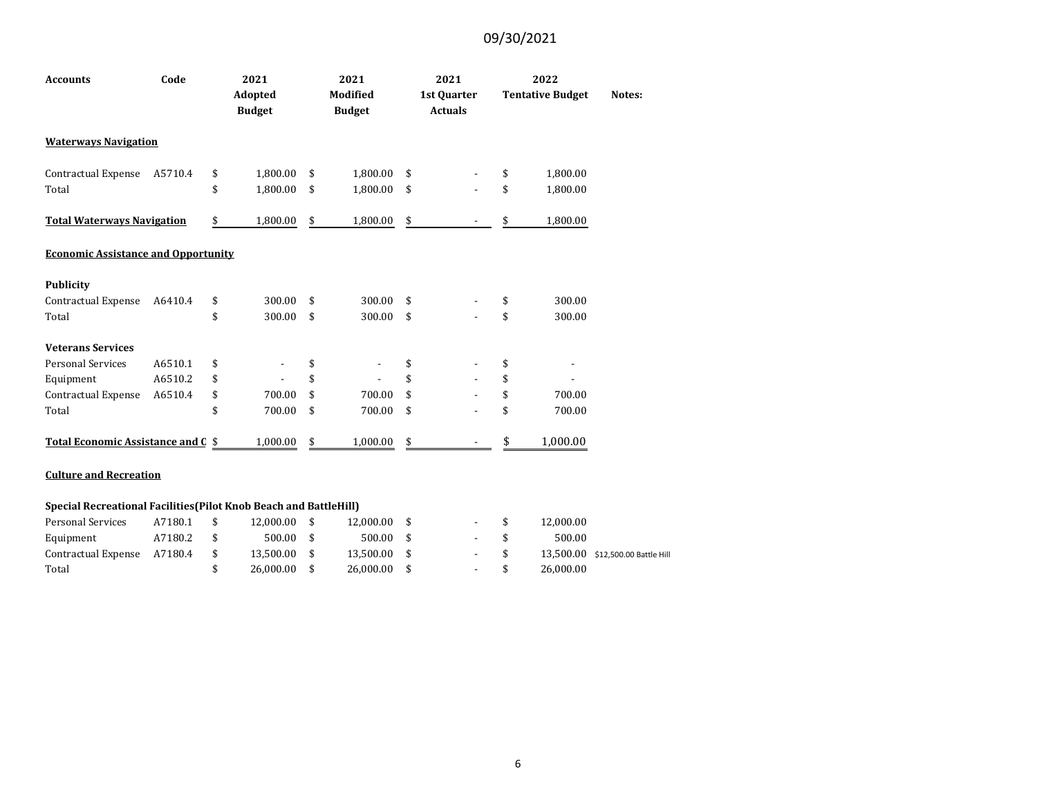09/30/2021

| Accounts | Code | 2021 Adopted Budget | 2021 Modified Budget | 2021 1st Quarter Actuals | 2022 Tentative Budget | Notes: |
|---|---|---|---|---|---|---|
| **Waterways Navigation** | | | | | | |
| Contractual Expense | A5710.4 | $ 1,800.00 | $ 1,800.00 | $ - | $ 1,800.00 | |
| Total | | $ 1,800.00 | $ 1,800.00 | $ - | $ 1,800.00 | |
| **Total Waterways Navigation** | | $ 1,800.00 | $ 1,800.00 | $ - | $ 1,800.00 | |
| **Economic Assistance and Opportunity** | | | | | | |
| **Publicity** | | | | | | |
| Contractual Expense | A6410.4 | $ 300.00 | $ 300.00 | $ - | $ 300.00 | |
| Total | | $ 300.00 | $ 300.00 | $ - | $ 300.00 | |
| **Veterans Services** | | | | | | |
| Personal Services | A6510.1 | $ - | $ - | $ - | $ - | |
| Equipment | A6510.2 | $ - | $ - | $ - | $ - | |
| Contractual Expense | A6510.4 | $ 700.00 | $ 700.00 | $ - | $ 700.00 | |
| Total | | $ 700.00 | $ 700.00 | $ - | $ 700.00 | |
| **Total Economic Assistance and O** | | $ 1,000.00 | $ 1,000.00 | $ - | $ 1,000.00 | |
| **Culture and Recreation** | | | | | | |
| **Special Recreational Facilities(Pilot Knob Beach and BattleHill)** | | | | | | |
| Personal Services | A7180.1 | $ 12,000.00 | $ 12,000.00 | $ - | $ 12,000.00 | |
| Equipment | A7180.2 | $ 500.00 | $ 500.00 | $ - | $ 500.00 | |
| Contractual Expense | A7180.4 | $ 13,500.00 | $ 13,500.00 | $ - | $ 13,500.00 | $12,500.00 Battle Hill |
| Total | | $ 26,000.00 | $ 26,000.00 | $ - | $ 26,000.00 | |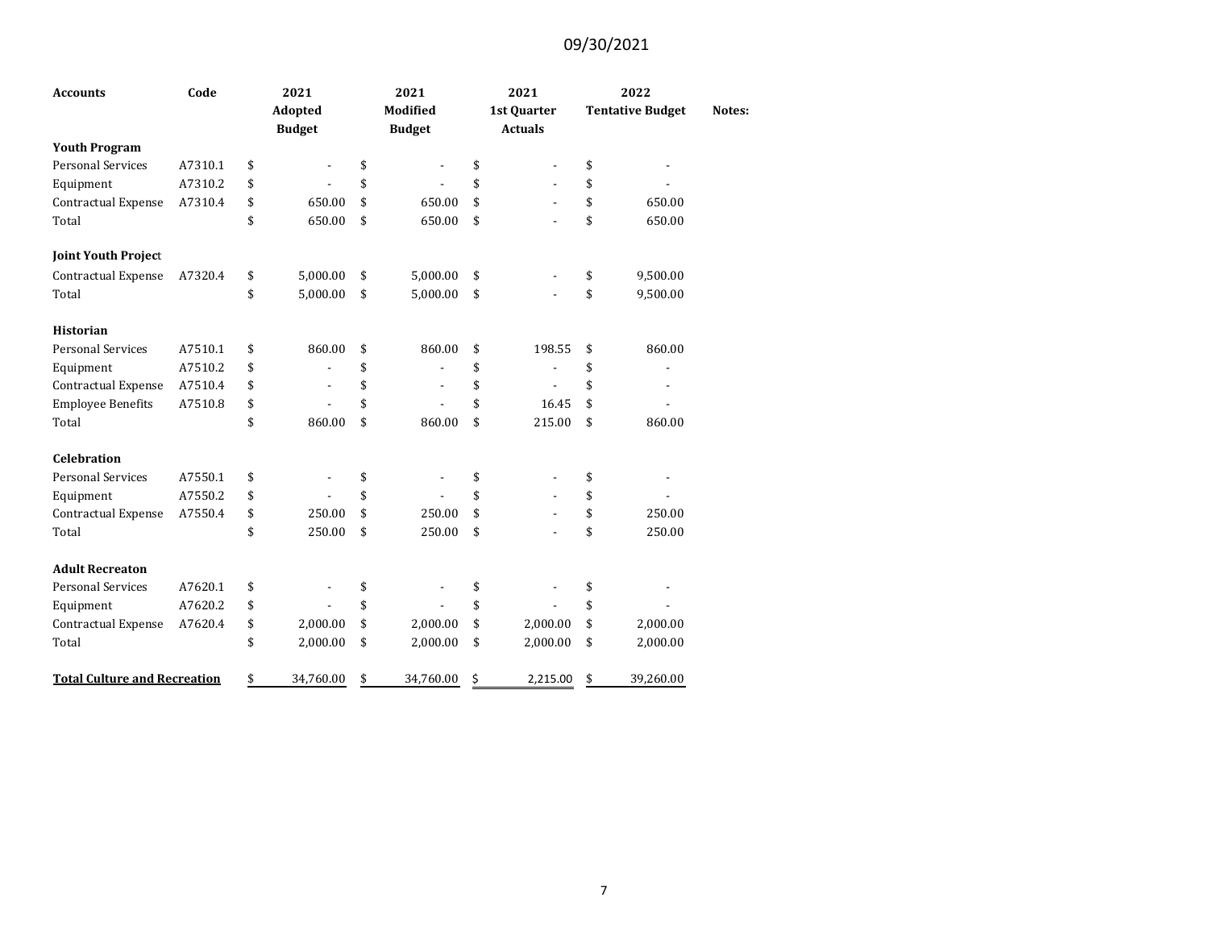09/30/2021

| Accounts | Code | 2021 Adopted Budget | 2021 Modified Budget | 2021 1st Quarter Actuals | 2022 Tentative Budget | Notes: |
|---|---|---|---|---|---|---|
| **Youth Program** | | | | | | |
| Personal Services | A7310.1 | $ - | $ - | $ - | $ - | |
| Equipment | A7310.2 | $ - | $ - | $ - | $ - | |
| Contractual Expense | A7310.4 | $ 650.00 | $ 650.00 | $ - | $ 650.00 | |
| Total | | $ 650.00 | $ 650.00 | $ - | $ 650.00 | |
| **Joint Youth Project** | | | | | | |
| Contractual Expense | A7320.4 | $ 5,000.00 | $ 5,000.00 | $ - | $ 9,500.00 | |
| Total | | $ 5,000.00 | $ 5,000.00 | $ - | $ 9,500.00 | |
| **Historian** | | | | | | |
| Personal Services | A7510.1 | $ 860.00 | $ 860.00 | $ 198.55 | $ 860.00 | |
| Equipment | A7510.2 | $ - | $ - | $ - | $ - | |
| Contractual Expense | A7510.4 | $ - | $ - | $ - | $ - | |
| Employee Benefits | A7510.8 | $ - | $ - | $ 16.45 | $ - | |
| Total | | $ 860.00 | $ 860.00 | $ 215.00 | $ 860.00 | |
| **Celebration** | | | | | | |
| Personal Services | A7550.1 | $ - | $ - | $ - | $ - | |
| Equipment | A7550.2 | $ - | $ - | $ - | $ - | |
| Contractual Expense | A7550.4 | $ 250.00 | $ 250.00 | $ - | $ 250.00 | |
| Total | | $ 250.00 | $ 250.00 | $ - | $ 250.00 | |
| **Adult Recreaton** | | | | | | |
| Personal Services | A7620.1 | $ - | $ - | $ - | $ - | |
| Equipment | A7620.2 | $ - | $ - | $ - | $ - | |
| Contractual Expense | A7620.4 | $ 2,000.00 | $ 2,000.00 | $ 2,000.00 | $ 2,000.00 | |
| Total | | $ 2,000.00 | $ 2,000.00 | $ 2,000.00 | $ 2,000.00 | |
| **Total Culture and Recreation** | | $ 34,760.00 | $ 34,760.00 | $ 2,215.00 | $ 39,260.00 | |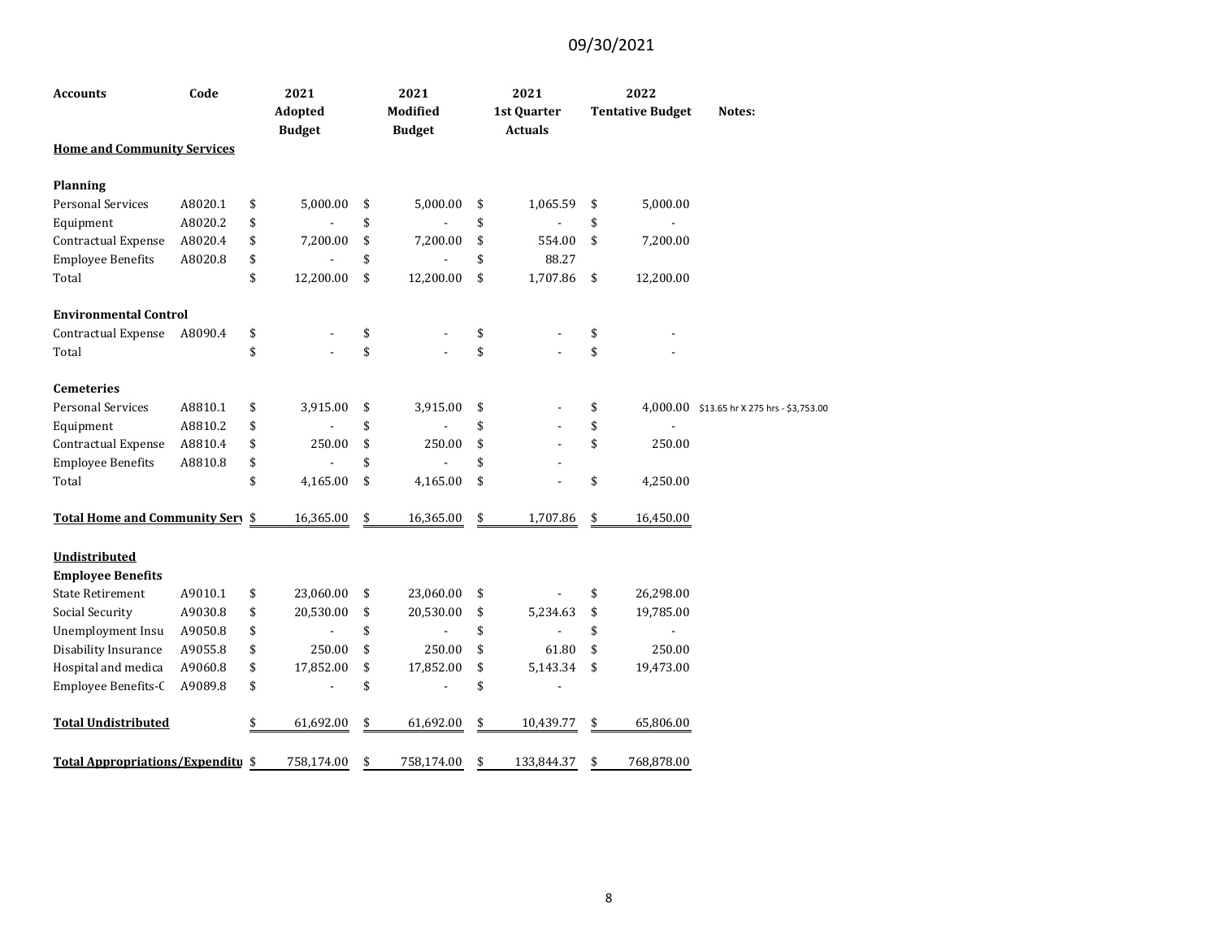09/30/2021

| Accounts | Code | 2021 Adopted Budget | 2021 Modified Budget | 2021 1st Quarter Actuals | 2022 Tentative Budget | Notes: |
|---|---|---|---|---|---|---|
| **Home and Community Services** | | | | | | |
| **Planning** | | | | | | |
| Personal Services | A8020.1 | $ 5,000.00 | $ 5,000.00 | $ 1,065.59 | $ 5,000.00 | |
| Equipment | A8020.2 | $ - | $ - | $ - | $ - | |
| Contractual Expense | A8020.4 | $ 7,200.00 | $ 7,200.00 | $ 554.00 | $ 7,200.00 | |
| Employee Benefits | A8020.8 | $ - | $ - | $ 88.27 | | |
| Total | | $ 12,200.00 | $ 12,200.00 | $ 1,707.86 | $ 12,200.00 | |
| **Environmental Control** | | | | | | |
| Contractual Expense | A8090.4 | $ - | $ - | $ - | $ - | |
| Total | | $ - | $ - | $ - | $ - | |
| **Cemeteries** | | | | | | |
| Personal Services | A8810.1 | $ 3,915.00 | $ 3,915.00 | $ - | $ 4,000.00 | $13.65 hr X 275 hrs - $3,753.00 |
| Equipment | A8810.2 | $ - | $ - | $ - | $ - | |
| Contractual Expense | A8810.4 | $ 250.00 | $ 250.00 | $ - | $ 250.00 | |
| Employee Benefits | A8810.8 | $ - | $ - | $ - | | |
| Total | | $ 4,165.00 | $ 4,165.00 | $ - | $ 4,250.00 | |
| **Total Home and Community Serv** | | $ 16,365.00 | $ 16,365.00 | $ 1,707.86 | $ 16,450.00 | |
| **Undistributed** | | | | | | |
| **Employee Benefits** | | | | | | |
| State Retirement | A9010.1 | $ 23,060.00 | $ 23,060.00 | $ - | $ 26,298.00 | |
| Social Security | A9030.8 | $ 20,530.00 | $ 20,530.00 | $ 5,234.63 | $ 19,785.00 | |
| Unemployment Insu | A9050.8 | $ - | $ - | $ - | $ - | |
| Disability Insurance | A9055.8 | $ 250.00 | $ 250.00 | $ 61.80 | $ 250.00 | |
| Hospital and medica | A9060.8 | $ 17,852.00 | $ 17,852.00 | $ 5,143.34 | $ 19,473.00 | |
| Employee Benefits-C | A9089.8 | $ - | $ - | $ - | | |
| **Total Undistributed** | | $ 61,692.00 | $ 61,692.00 | $ 10,439.77 | $ 65,806.00 | |
| **Total Appropriations/Expenditu** | | $ 758,174.00 | $ 758,174.00 | $ 133,844.37 | $ 768,878.00 | |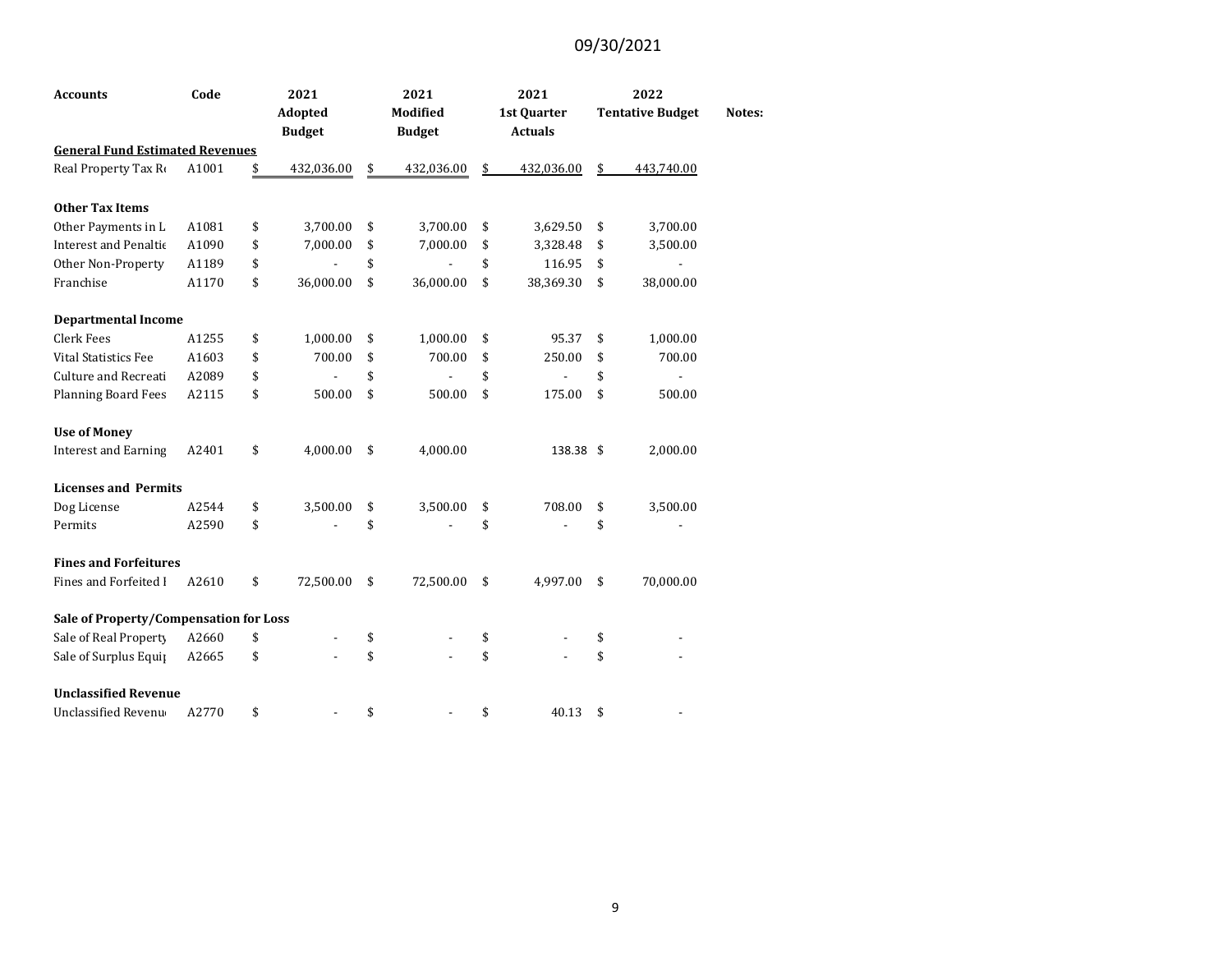09/30/2021

| Accounts | Code | 2021 Adopted Budget | 2021 Modified Budget | 2021 1st Quarter Actuals | 2022 Tentative Budget | Notes: |
|---|---|---|---|---|---|---|
| **General Fund Estimated Revenues** | | | | | | |
| Real Property Tax Re | A1001 | $ 432,036.00 | $ 432,036.00 | $ 432,036.00 | $ 443,740.00 | |
| | | | | | | |
| **Other Tax Items** | | | | | | |
| Other Payments in L | A1081 | $ 3,700.00 | $ 3,700.00 | $ 3,629.50 | $ 3,700.00 | |
| Interest and Penaltie | A1090 | $ 7,000.00 | $ 7,000.00 | $ 3,328.48 | $ 3,500.00 | |
| Other Non-Property | A1189 | $ - | $ - | $ 116.95 | $ - | |
| Franchise | A1170 | $ 36,000.00 | $ 36,000.00 | $ 38,369.30 | $ 38,000.00 | |
| | | | | | | |
| **Departmental Income** | | | | | | |
| Clerk Fees | A1255 | $ 1,000.00 | $ 1,000.00 | $ 95.37 | $ 1,000.00 | |
| Vital Statistics Fee | A1603 | $ 700.00 | $ 700.00 | $ 250.00 | $ 700.00 | |
| Culture and Recreati | A2089 | $ - | $ - | $ - | $ - | |
| Planning Board Fees | A2115 | $ 500.00 | $ 500.00 | $ 175.00 | $ 500.00 | |
| | | | | | | |
| **Use of Money** | | | | | | |
| Interest and Earning | A2401 | $ 4,000.00 | $ 4,000.00 | 138.38 | $ 2,000.00 | |
| | | | | | | |
| **Licenses and Permits** | | | | | | |
| Dog License | A2544 | $ 3,500.00 | $ 3,500.00 | $ 708.00 | $ 3,500.00 | |
| Permits | A2590 | $ - | $ - | $ - | $ - | |
| | | | | | | |
| **Fines and Forfeitures** | | | | | | |
| Fines and Forfeited I | A2610 | $ 72,500.00 | $ 72,500.00 | $ 4,997.00 | $ 70,000.00 | |
| | | | | | | |
| **Sale of Property/Compensation for Loss** | | | | | | |
| Sale of Real Property | A2660 | $ - | $ - | $ - | $ - | |
| Sale of Surplus Equip | A2665 | $ - | $ - | $ - | $ - | |
| | | | | | | |
| **Unclassified Revenue** | | | | | | |
| Unclassified Revenu | A2770 | $ - | $ - | $ 40.13 | $ - | |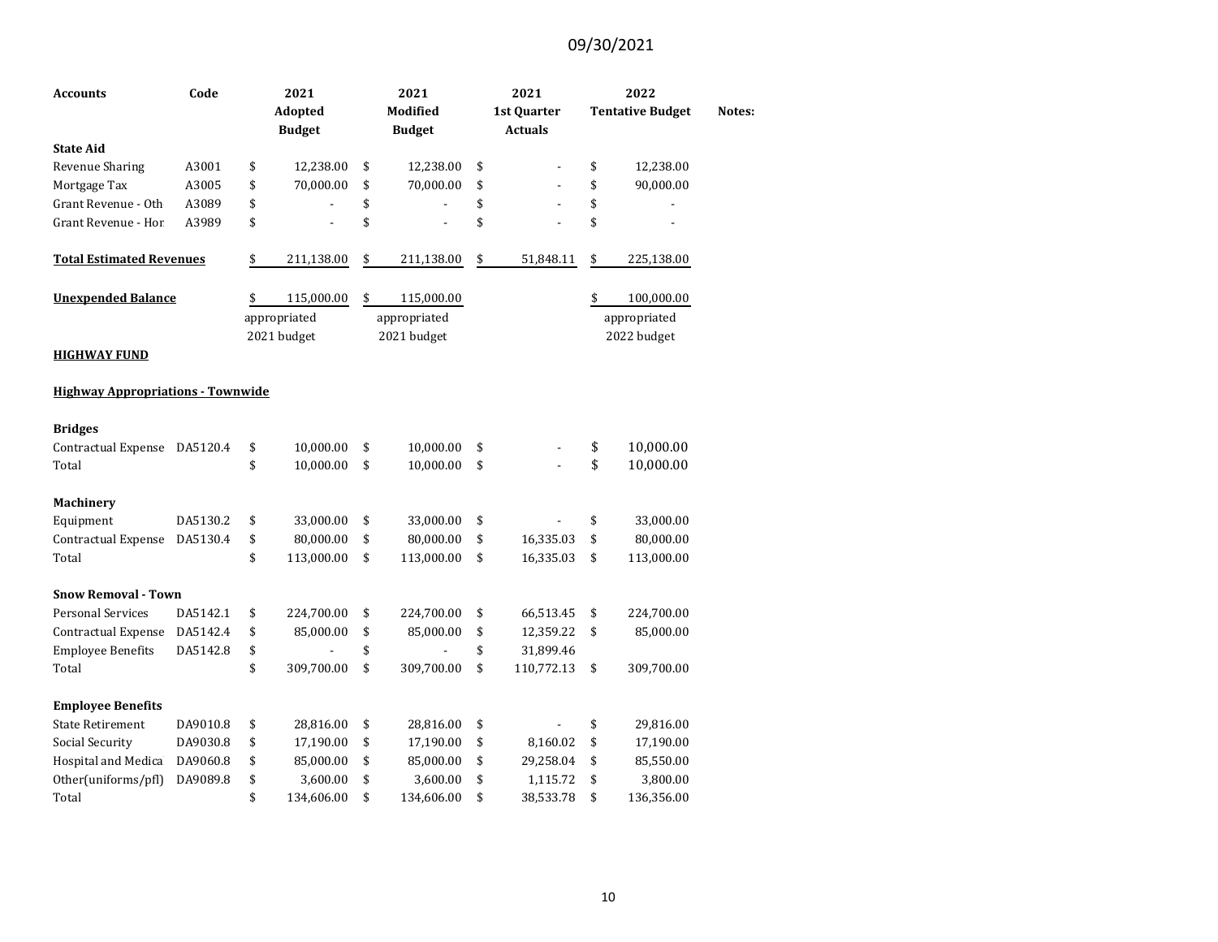09/30/2021

| Accounts | Code | 2021 Adopted Budget | 2021 Modified Budget | 2021 1st Quarter Actuals | 2022 Tentative Budget | Notes: |
|---|---|---|---|---|---|---|
| **State Aid** | | | | | | |
| Revenue Sharing | A3001 | $ 12,238.00 | $ 12,238.00 | $ - | $ 12,238.00 | |
| Mortgage Tax | A3005 | $ 70,000.00 | $ 70,000.00 | $ - | $ 90,000.00 | |
| Grant Revenue - Oth | A3089 | $ - | $ - | $ - | $ - | |
| Grant Revenue - Hor | A3989 | $ - | $ - | $ - | $ - | |
| **Total Estimated Revenues** | | $ 211,138.00 | $ 211,138.00 | $ 51,848.11 | $ 225,138.00 | |
| **Unexpended Balance** | | $ 115,000.00 appropriated 2021 budget | $ 115,000.00 appropriated 2021 budget | | $ 100,000.00 appropriated 2022 budget | |

**HIGHWAY FUND**

**Highway Appropriations - Townwide**

| Accounts | Code | 2021 Adopted Budget | 2021 Modified Budget | 2021 1st Quarter Actuals | 2022 Tentative Budget | Notes: |
|---|---|---|---|---|---|---|
| **Bridges** | | | | | | |
| Contractual Expense | DA5120.4 | $ 10,000.00 | $ 10,000.00 | $ - | $ 10,000.00 | |
| Total | | $ 10,000.00 | $ 10,000.00 | $ - | $ 10,000.00 | |
| **Machinery** | | | | | | |
| Equipment | DA5130.2 | $ 33,000.00 | $ 33,000.00 | $ - | $ 33,000.00 | |
| Contractual Expense | DA5130.4 | $ 80,000.00 | $ 80,000.00 | $ 16,335.03 | $ 80,000.00 | |
| Total | | $ 113,000.00 | $ 113,000.00 | $ 16,335.03 | $ 113,000.00 | |
| **Snow Removal - Town** | | | | | | |
| Personal Services | DA5142.1 | $ 224,700.00 | $ 224,700.00 | $ 66,513.45 | $ 224,700.00 | |
| Contractual Expense | DA5142.4 | $ 85,000.00 | $ 85,000.00 | $ 12,359.22 | $ 85,000.00 | |
| Employee Benefits | DA5142.8 | $ - | $ - | $ 31,899.46 | | |
| Total | | $ 309,700.00 | $ 309,700.00 | $ 110,772.13 | $ 309,700.00 | |
| **Employee Benefits** | | | | | | |
| State Retirement | DA9010.8 | $ 28,816.00 | $ 28,816.00 | $ - | $ 29,816.00 | |
| Social Security | DA9030.8 | $ 17,190.00 | $ 17,190.00 | $ 8,160.02 | $ 17,190.00 | |
| Hospital and Medica | DA9060.8 | $ 85,000.00 | $ 85,000.00 | $ 29,258.04 | $ 85,550.00 | |
| Other(uniforms/pfl) | DA9089.8 | $ 3,600.00 | $ 3,600.00 | $ 1,115.72 | $ 3,800.00 | |
| Total | | $ 134,606.00 | $ 134,606.00 | $ 38,533.78 | $ 136,356.00 | |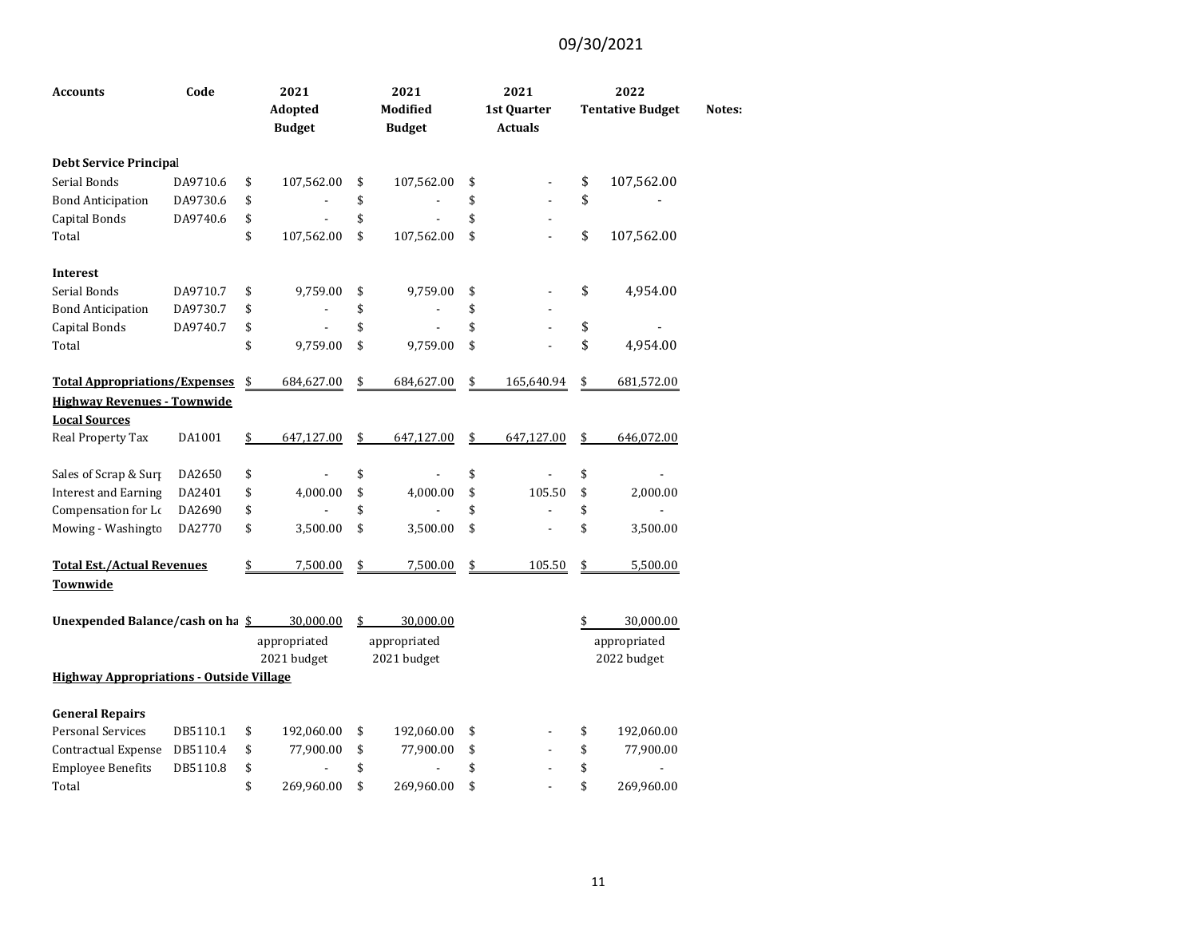09/30/2021

| Accounts | Code | 2021 Adopted Budget | 2021 Modified Budget | 2021 1st Quarter Actuals | 2022 Tentative Budget | Notes: |
|---|---|---|---|---|---|---|
| **Debt Service Principal** | | | | | | |
| Serial Bonds | DA9710.6 | $ 107,562.00 | $ 107,562.00 | $ - | $ 107,562.00 | |
| Bond Anticipation | DA9730.6 | $ - | $ - | $ - | $ - | |
| Capital Bonds | DA9740.6 | $ - | $ - | $ - | | |
| Total | | $ 107,562.00 | $ 107,562.00 | $ - | $ 107,562.00 | |
| **Interest** | | | | | | |
| Serial Bonds | DA9710.7 | $ 9,759.00 | $ 9,759.00 | $ - | $ 4,954.00 | |
| Bond Anticipation | DA9730.7 | $ - | $ - | $ - | | |
| Capital Bonds | DA9740.7 | $ - | $ - | $ - | $ - | |
| Total | | $ 9,759.00 | $ 9,759.00 | $ - | $ 4,954.00 | |
| **Total Appropriations/Expenses** | | $ 684,627.00 | $ 684,627.00 | $ 165,640.94 | $ 681,572.00 | |
| **Highway Revenues - Townwide** | | | | | | |
| **Local Sources** | | | | | | |
| Real Property Tax | DA1001 | $ 647,127.00 | $ 647,127.00 | $ 647,127.00 | $ 646,072.00 | |
| Sales of Scrap & Surp | DA2650 | $ - | $ - | $ - | $ - | |
| Interest and Earning | DA2401 | $ 4,000.00 | $ 4,000.00 | $ 105.50 | $ 2,000.00 | |
| Compensation for Lo | DA2690 | $ - | $ - | $ - | $ - | |
| Mowing - Washingto | DA2770 | $ 3,500.00 | $ 3,500.00 | $ - | $ 3,500.00 | |
| **Total Est./Actual Revenues Townwide** | | $ 7,500.00 | $ 7,500.00 | $ 105.50 | $ 5,500.00 | |
| **Unexpended Balance/cash on ha** | | $ 30,000.00 appropriated 2021 budget | $ 30,000.00 appropriated 2021 budget | | $ 30,000.00 appropriated 2022 budget | |
| **Highway Appropriations - Outside Village** | | | | | | |
| **General Repairs** | | | | | | |
| Personal Services | DB5110.1 | $ 192,060.00 | $ 192,060.00 | $ - | $ 192,060.00 | |
| Contractual Expense | DB5110.4 | $ 77,900.00 | $ 77,900.00 | $ - | $ 77,900.00 | |
| Employee Benefits | DB5110.8 | $ - | $ - | $ - | $ - | |
| Total | | $ 269,960.00 | $ 269,960.00 | $ - | $ 269,960.00 | |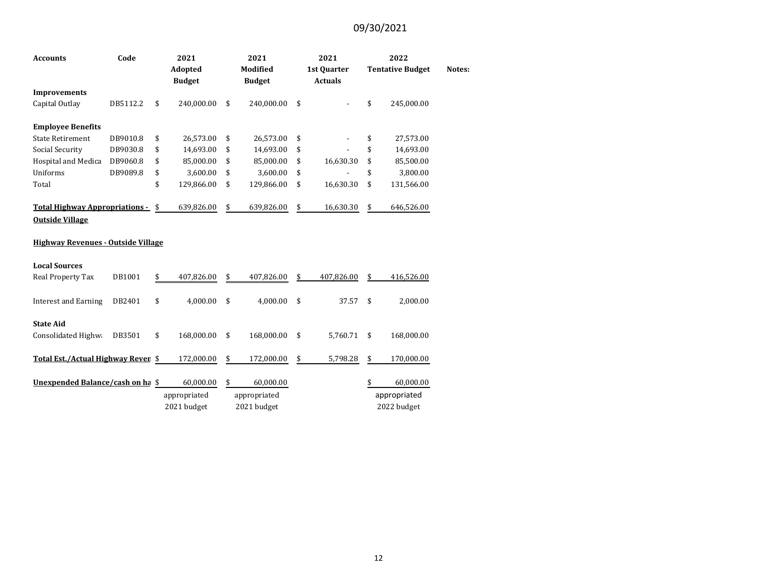09/30/2021

| Accounts | Code | 2021 Adopted Budget | 2021 Modified Budget | 2021 1st Quarter Actuals | 2022 Tentative Budget | Notes: |
|---|---|---|---|---|---|---|
| **Improvements** | | | | | | |
| Capital Outlay | DB5112.2 | $ 240,000.00 | $ 240,000.00 | $ - | $ 245,000.00 | |
| | | | | | | |
| **Employee Benefits** | | | | | | |
| State Retirement | DB9010.8 | $ 26,573.00 | $ 26,573.00 | $ - | $ 27,573.00 | |
| Social Security | DB9030.8 | $ 14,693.00 | $ 14,693.00 | $ - | $ 14,693.00 | |
| Hospital and Medica | DB9060.8 | $ 85,000.00 | $ 85,000.00 | $ 16,630.30 | $ 85,500.00 | |
| Uniforms | DB9089.8 | $ 3,600.00 | $ 3,600.00 | $ - | $ 3,800.00 | |
| Total | | $ 129,866.00 | $ 129,866.00 | $ 16,630.30 | $ 131,566.00 | |
| | | | | | | |
| **Total Highway Appropriations - Outside Village** | | $ 639,826.00 | $ 639,826.00 | $ 16,630.30 | $ 646,526.00 | |
| | | | | | | |
| **Highway Revenues - Outside Village** | | | | | | |
| | | | | | | |
| **Local Sources** | | | | | | |
| Real Property Tax | DB1001 | $ 407,826.00 | $ 407,826.00 | $ 407,826.00 | $ 416,526.00 | |
| | | | | | | |
| Interest and Earning | DB2401 | $ 4,000.00 | $ 4,000.00 | $ 37.57 | $ 2,000.00 | |
| | | | | | | |
| **State Aid** | | | | | | |
| Consolidated Highw | DB3501 | $ 168,000.00 | $ 168,000.00 | $ 5,760.71 | $ 168,000.00 | |
| | | | | | | |
| **Total Est./Actual Highway Reven** | | $ 172,000.00 | $ 172,000.00 | $ 5,798.28 | $ 170,000.00 | |
| | | | | | | |
| **Unexpended Balance/cash on ha** | | $ 60,000.00 | $ 60,000.00 | | $ 60,000.00 | |
| | | appropriated 2021 budget | appropriated 2021 budget | | appropriated 2022 budget | |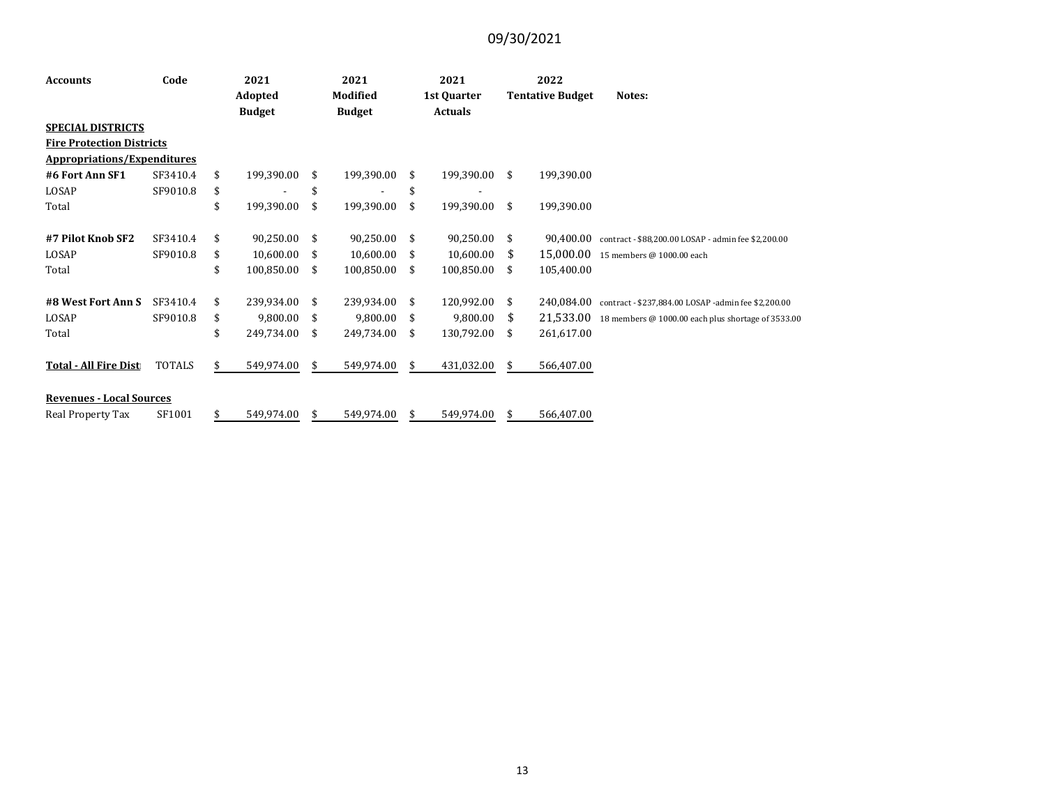09/30/2021

| Accounts | Code | 2021 Adopted Budget | 2021 Modified Budget | 2021 1st Quarter Actuals | 2022 Tentative Budget | Notes: |
|---|---|---|---|---|---|---|
| **SPECIAL DISTRICTS** | | | | | | |
| **Fire Protection Districts** | | | | | | |
| **Appropriations/Expenditures** | | | | | | |
| **#6 Fort Ann SF1** | SF3410.4 | $ 199,390.00 | $ 199,390.00 | $ 199,390.00 | $ 199,390.00 | |
| LOSAP | SF9010.8 | $ - | $ - | $ - | | |
| Total | | $ 199,390.00 | $ 199,390.00 | $ 199,390.00 | $ 199,390.00 | |
| **#7 Pilot Knob SF2** | SF3410.4 | $ 90,250.00 | $ 90,250.00 | $ 90,250.00 | $ 90,400.00 | contract - $88,200.00 LOSAP - admin fee $2,200.00 |
| LOSAP | SF9010.8 | $ 10,600.00 | $ 10,600.00 | $ 10,600.00 | $ 15,000.00 | 15 members @ 1000.00 each |
| Total | | $ 100,850.00 | $ 100,850.00 | $ 100,850.00 | $ 105,400.00 | |
| **#8 West Fort Ann S** | SF3410.4 | $ 239,934.00 | $ 239,934.00 | $ 120,992.00 | $ 240,084.00 | contract - $237,884.00 LOSAP -admin fee $2,200.00 |
| LOSAP | SF9010.8 | $ 9,800.00 | $ 9,800.00 | $ 9,800.00 | $ 21,533.00 | 18 members @ 1000.00 each plus shortage of 3533.00 |
| Total | | $ 249,734.00 | $ 249,734.00 | $ 130,792.00 | $ 261,617.00 | |
| **Total - All Fire Dist** | TOTALS | $ 549,974.00 | $ 549,974.00 | $ 431,032.00 | $ 566,407.00 | |
| **Revenues - Local Sources** | | | | | | |
| Real Property Tax | SF1001 | $ 549,974.00 | $ 549,974.00 | $ 549,974.00 | $ 566,407.00 | |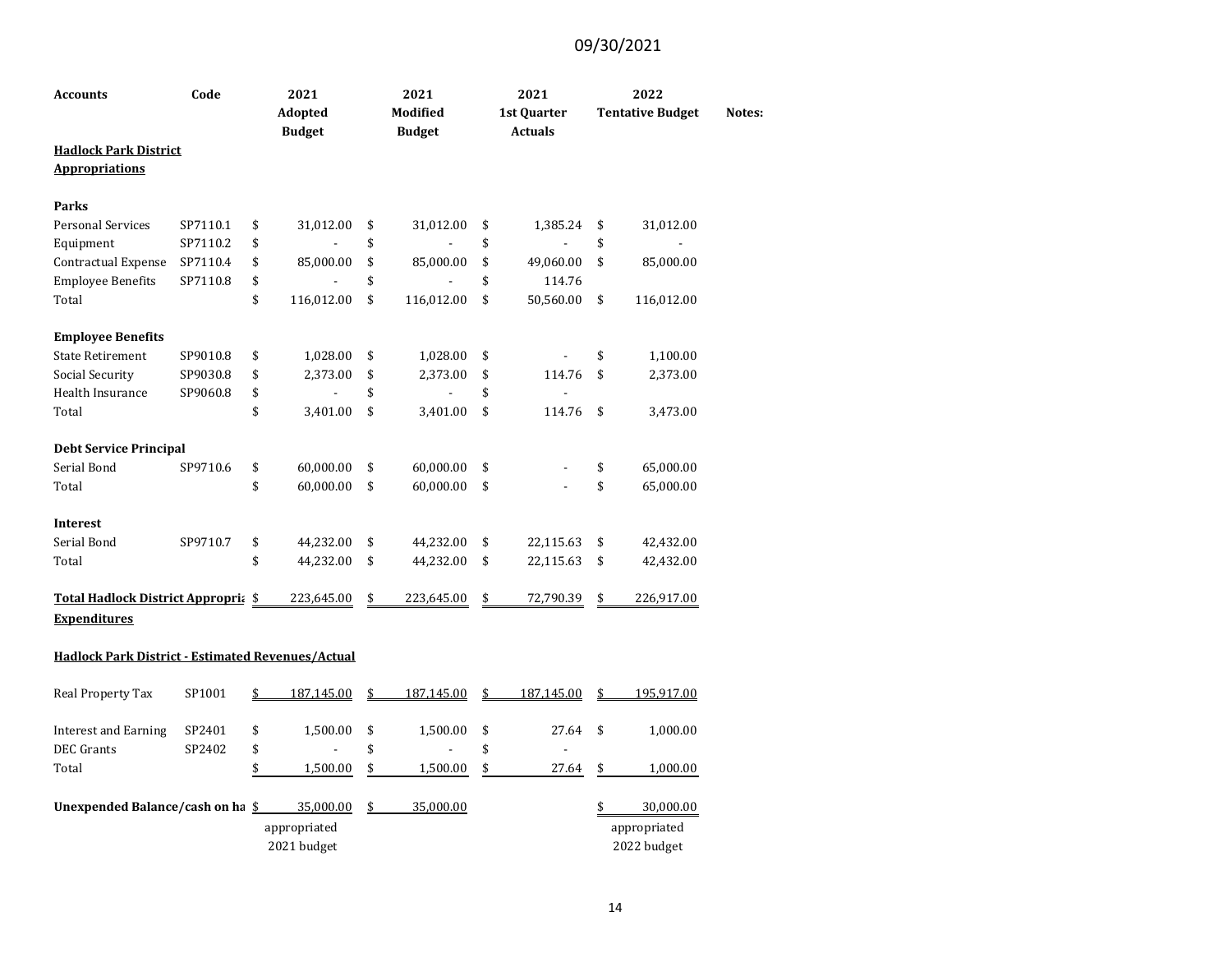09/30/2021

| Accounts | Code | 2021 Adopted Budget | 2021 Modified Budget | 2021 1st Quarter Actuals | 2022 Tentative Budget | Notes: |
|---|---|---|---|---|---|---|
| **Hadlock Park District** | | | | | | |
| **Appropriations** | | | | | | |
| **Parks** | | | | | | |
| Personal Services | SP7110.1 | $ 31,012.00 | $ 31,012.00 | $ 1,385.24 | $ 31,012.00 | |
| Equipment | SP7110.2 | $ - | $ - | $ - | $ - | |
| Contractual Expense | SP7110.4 | $ 85,000.00 | $ 85,000.00 | $ 49,060.00 | $ 85,000.00 | |
| Employee Benefits | SP7110.8 | $ - | $ - | $ 114.76 | | |
| Total | | $ 116,012.00 | $ 116,012.00 | $ 50,560.00 | $ 116,012.00 | |
| **Employee Benefits** | | | | | | |
| State Retirement | SP9010.8 | $ 1,028.00 | $ 1,028.00 | $ - | $ 1,100.00 | |
| Social Security | SP9030.8 | $ 2,373.00 | $ 2,373.00 | $ 114.76 | $ 2,373.00 | |
| Health Insurance | SP9060.8 | $ - | $ - | $ - | | |
| Total | | $ 3,401.00 | $ 3,401.00 | $ 114.76 | $ 3,473.00 | |
| **Debt Service Principal** | | | | | | |
| Serial Bond | SP9710.6 | $ 60,000.00 | $ 60,000.00 | $ - | $ 65,000.00 | |
| Total | | $ 60,000.00 | $ 60,000.00 | $ - | $ 65,000.00 | |
| **Interest** | | | | | | |
| Serial Bond | SP9710.7 | $ 44,232.00 | $ 44,232.00 | $ 22,115.63 | $ 42,432.00 | |
| Total | | $ 44,232.00 | $ 44,232.00 | $ 22,115.63 | $ 42,432.00 | |
| **Total Hadlock District Appropria** | | $ 223,645.00 | $ 223,645.00 | $ 72,790.39 | $ 226,917.00 | |
| **Expenditures** | | | | | | |
| **Hadlock Park District - Estimated Revenues/Actual** | | | | | | |
| Real Property Tax | SP1001 | $ 187,145.00 | $ 187,145.00 | $ 187,145.00 | $ 195,917.00 | |
| Interest and Earning | SP2401 | $ 1,500.00 | $ 1,500.00 | $ 27.64 | $ 1,000.00 | |
| DEC Grants | SP2402 | $ - | $ - | $ - | | |
| Total | | $ 1,500.00 | $ 1,500.00 | $ 27.64 | $ 1,000.00 | |
| **Unexpended Balance/cash on ha** | | $ 35,000.00 | $ 35,000.00 | | $ 30,000.00 | |
| | | appropriated 2021 budget | | | appropriated 2022 budget | |